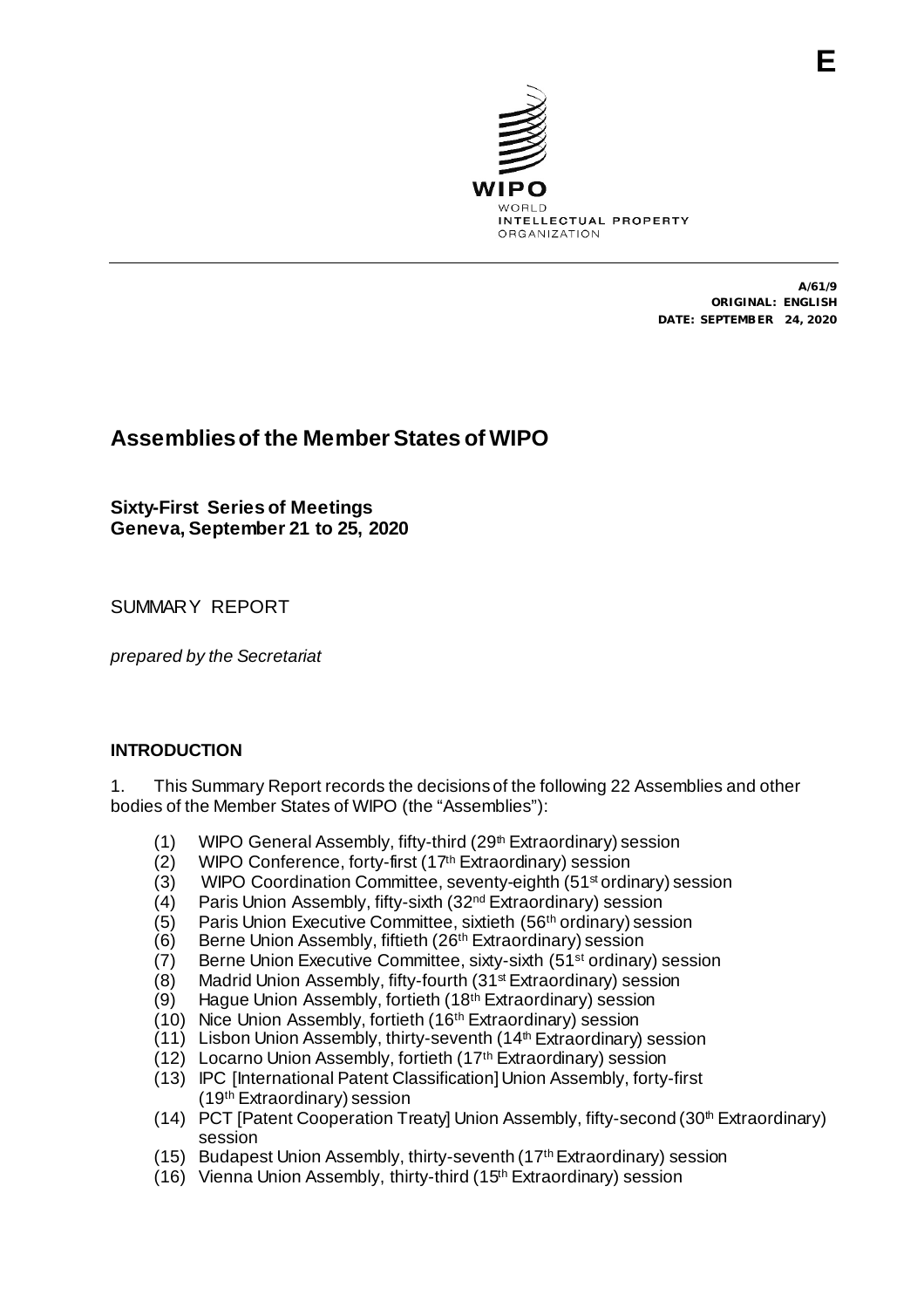E

WIPO
WORLD
INTELLECTUAL PROPERTY
ORGANIZATION

A/61/9
ORIGINAL: ENGLISH
DATE: SEPTEMBER 24, 2020

# Assemblies of the Member States of WIPO

**Sixty-First Series of Meetings**
**Geneva, September 21 to 25, 2020**

SUMMARY REPORT

*prepared by the Secretariat*

## INTRODUCTION

1. This Summary Report records the decisions of the following 22 Assemblies and other bodies of the Member States of WIPO (the "Assemblies"):

(1) WIPO General Assembly, fifty-third (29th Extraordinary) session
(2) WIPO Conference, forty-first (17th Extraordinary) session
(3) WIPO Coordination Committee, seventy-eighth (51st ordinary) session
(4) Paris Union Assembly, fifty-sixth (32nd Extraordinary) session
(5) Paris Union Executive Committee, sixtieth (56th ordinary) session
(6) Berne Union Assembly, fiftieth (26th Extraordinary) session
(7) Berne Union Executive Committee, sixty-sixth (51st ordinary) session
(8) Madrid Union Assembly, fifty-fourth (31st Extraordinary) session
(9) Hague Union Assembly, fortieth (18th Extraordinary) session
(10) Nice Union Assembly, fortieth (16th Extraordinary) session
(11) Lisbon Union Assembly, thirty-seventh (14th Extraordinary) session
(12) Locarno Union Assembly, fortieth (17th Extraordinary) session
(13) IPC [International Patent Classification] Union Assembly, forty-first (19th Extraordinary) session
(14) PCT [Patent Cooperation Treaty] Union Assembly, fifty-second (30th Extraordinary) session
(15) Budapest Union Assembly, thirty-seventh (17th Extraordinary) session
(16) Vienna Union Assembly, thirty-third (15th Extraordinary) session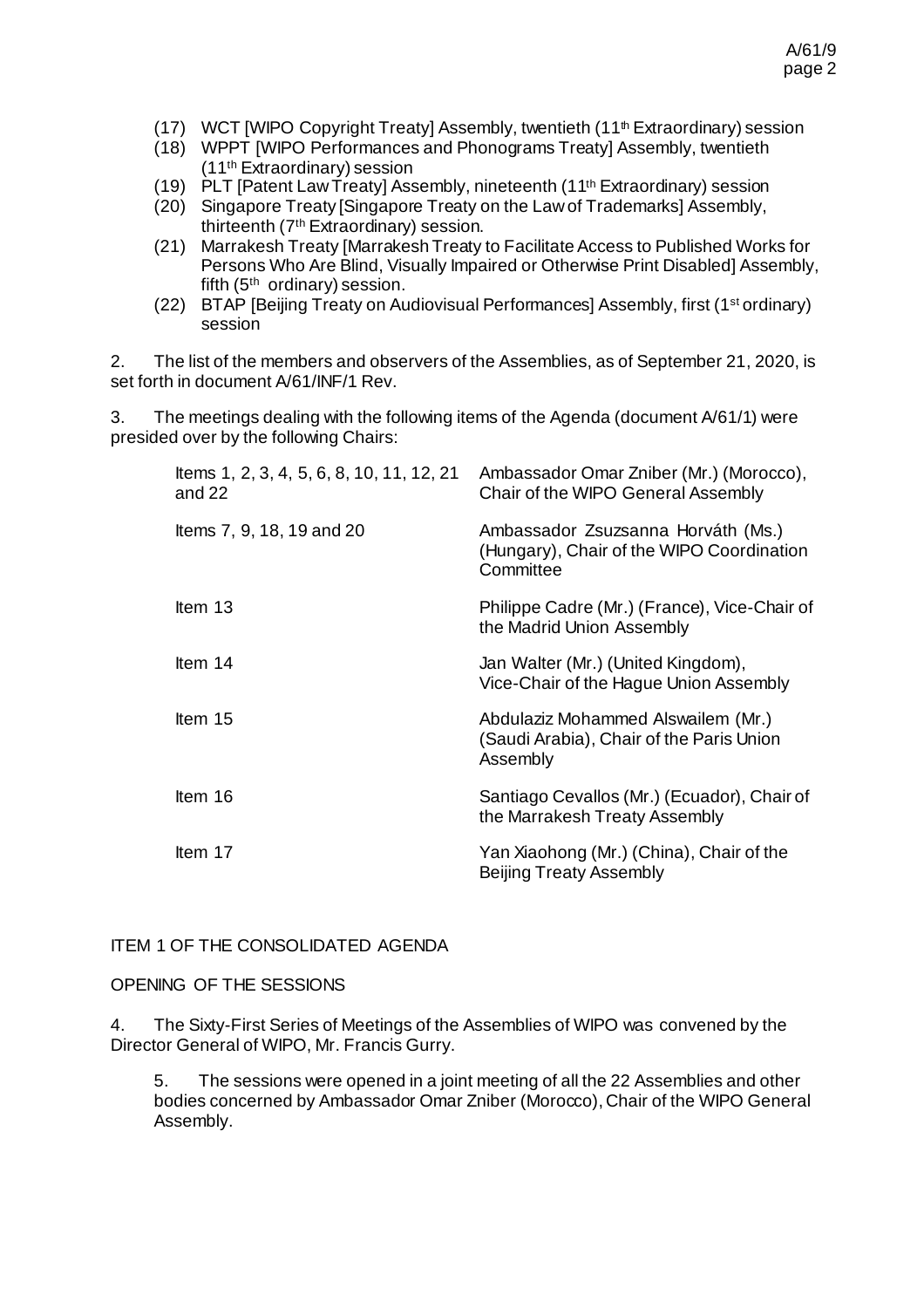(17) WCT [WIPO Copyright Treaty] Assembly, twentieth (11th Extraordinary) session
(18) WPPT [WIPO Performances and Phonograms Treaty] Assembly, twentieth (11th Extraordinary) session
(19) PLT [Patent Law Treaty] Assembly, nineteenth (11th Extraordinary) session
(20) Singapore Treaty [Singapore Treaty on the Law of Trademarks] Assembly, thirteenth (7th Extraordinary) session.
(21) Marrakesh Treaty [Marrakesh Treaty to Facilitate Access to Published Works for Persons Who Are Blind, Visually Impaired or Otherwise Print Disabled] Assembly, fifth (5th ordinary) session.
(22) BTAP [Beijing Treaty on Audiovisual Performances] Assembly, first (1st ordinary) session

2. The list of the members and observers of the Assemblies, as of September 21, 2020, is set forth in document A/61/INF/1 Rev.

3. The meetings dealing with the following items of the Agenda (document A/61/1) were presided over by the following Chairs:

| | |
|---|---|
| Items 1, 2, 3, 4, 5, 6, 8, 10, 11, 12, 21 and 22 | Ambassador Omar Zniber (Mr.) (Morocco), Chair of the WIPO General Assembly |
| Items 7, 9, 18, 19 and 20 | Ambassador Zsuzsanna Horváth (Ms.) (Hungary), Chair of the WIPO Coordination Committee |
| Item 13 | Philippe Cadre (Mr.) (France), Vice-Chair of the Madrid Union Assembly |
| Item 14 | Jan Walter (Mr.) (United Kingdom), Vice-Chair of the Hague Union Assembly |
| Item 15 | Abdulaziz Mohammed Alswailem (Mr.) (Saudi Arabia), Chair of the Paris Union Assembly |
| Item 16 | Santiago Cevallos (Mr.) (Ecuador), Chair of the Marrakesh Treaty Assembly |
| Item 17 | Yan Xiaohong (Mr.) (China), Chair of the Beijing Treaty Assembly |

ITEM 1 OF THE CONSOLIDATED AGENDA

OPENING OF THE SESSIONS

4. The Sixty-First Series of Meetings of the Assemblies of WIPO was convened by the Director General of WIPO, Mr. Francis Gurry.

5. The sessions were opened in a joint meeting of all the 22 Assemblies and other bodies concerned by Ambassador Omar Zniber (Morocco), Chair of the WIPO General Assembly.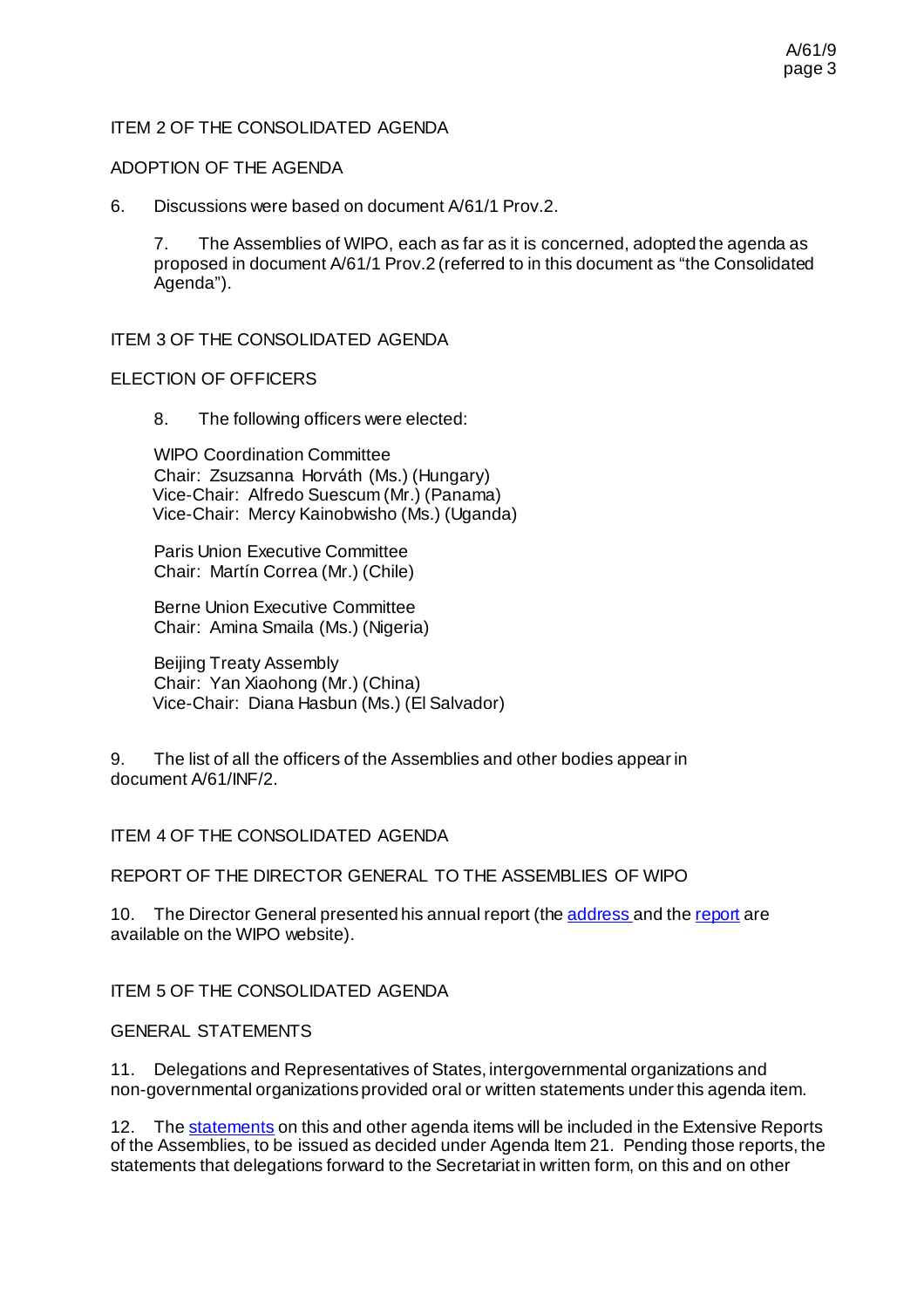ITEM 2 OF THE CONSOLIDATED AGENDA

ADOPTION OF THE AGENDA

6. Discussions were based on document A/61/1 Prov.2.

7. The Assemblies of WIPO, each as far as it is concerned, adopted the agenda as proposed in document A/61/1 Prov.2 (referred to in this document as "the Consolidated Agenda").

ITEM 3 OF THE CONSOLIDATED AGENDA

ELECTION OF OFFICERS

8. The following officers were elected:

WIPO Coordination Committee
Chair: Zsuzsanna Horváth (Ms.) (Hungary)
Vice-Chair: Alfredo Suescum (Mr.) (Panama)
Vice-Chair: Mercy Kainobwisho (Ms.) (Uganda)

Paris Union Executive Committee
Chair: Martín Correa (Mr.) (Chile)

Berne Union Executive Committee
Chair: Amina Smaila (Ms.) (Nigeria)

Beijing Treaty Assembly
Chair: Yan Xiaohong (Mr.) (China)
Vice-Chair: Diana Hasbun (Ms.) (El Salvador)

9. The list of all the officers of the Assemblies and other bodies appear in document A/61/INF/2.

ITEM 4 OF THE CONSOLIDATED AGENDA

REPORT OF THE DIRECTOR GENERAL TO THE ASSEMBLIES OF WIPO

10. The Director General presented his annual report (the address and the report are available on the WIPO website).

ITEM 5 OF THE CONSOLIDATED AGENDA

GENERAL STATEMENTS

11. Delegations and Representatives of States, intergovernmental organizations and non-governmental organizations provided oral or written statements under this agenda item.

12. The statements on this and other agenda items will be included in the Extensive Reports of the Assemblies, to be issued as decided under Agenda Item 21. Pending those reports, the statements that delegations forward to the Secretariat in written form, on this and on other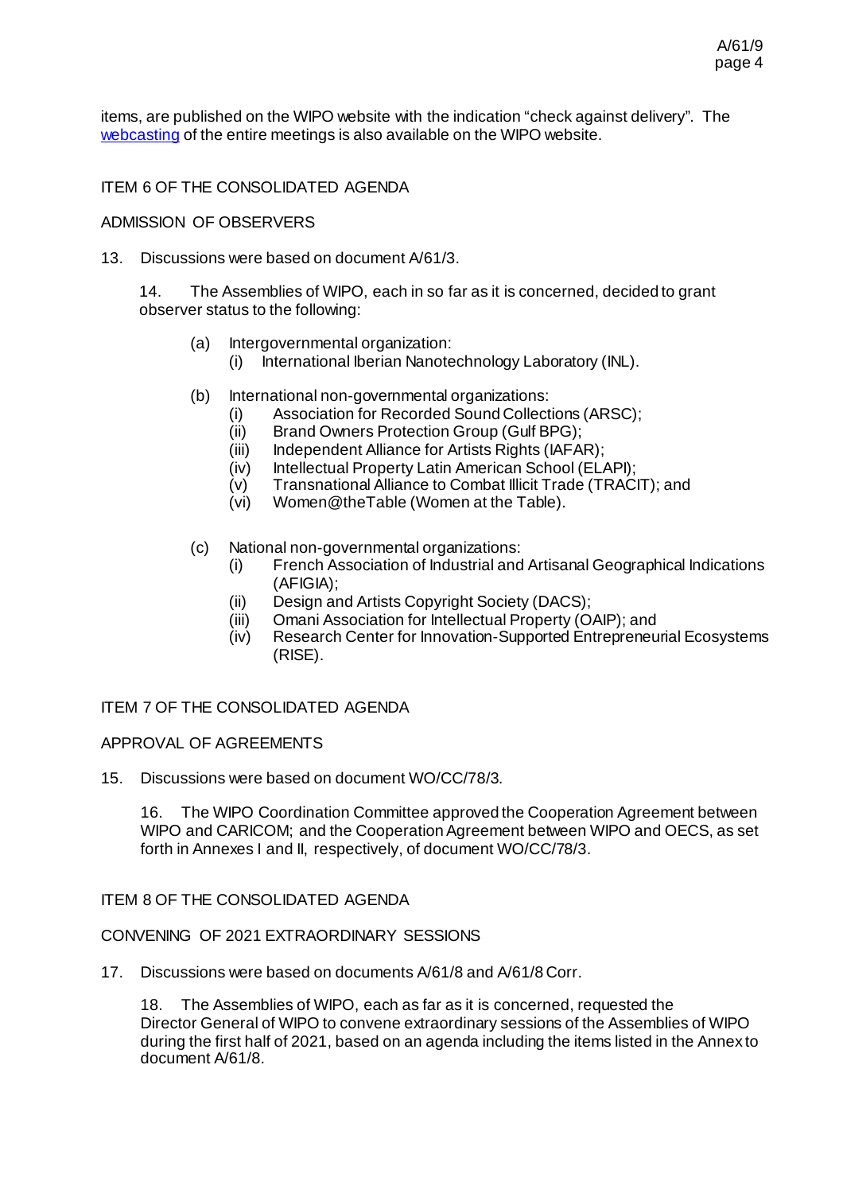items, are published on the WIPO website with the indication “check against delivery”. The webcasting of the entire meetings is also available on the WIPO website.

ITEM 6 OF THE CONSOLIDATED AGENDA

ADMISSION OF OBSERVERS

13. Discussions were based on document A/61/3.

> 14. The Assemblies of WIPO, each in so far as it is concerned, decided to grant observer status to the following:
>
> (a) Intergovernmental organization:
> (i) International Iberian Nanotechnology Laboratory (INL).
>
> (b) International non-governmental organizations:
> (i) Association for Recorded Sound Collections (ARSC);
> (ii) Brand Owners Protection Group (Gulf BPG);
> (iii) Independent Alliance for Artists Rights (IAFAR);
> (iv) Intellectual Property Latin American School (ELAPI);
> (v) Transnational Alliance to Combat Illicit Trade (TRACIT); and
> (vi) Women@theTable (Women at the Table).
>
> (c) National non-governmental organizations:
> (i) French Association of Industrial and Artisanal Geographical Indications (AFIGIA);
> (ii) Design and Artists Copyright Society (DACS);
> (iii) Omani Association for Intellectual Property (OAIP); and
> (iv) Research Center for Innovation-Supported Entrepreneurial Ecosystems (RISE).

ITEM 7 OF THE CONSOLIDATED AGENDA

APPROVAL OF AGREEMENTS

15. Discussions were based on document WO/CC/78/3.

> 16. The WIPO Coordination Committee approved the Cooperation Agreement between WIPO and CARICOM; and the Cooperation Agreement between WIPO and OECS, as set forth in Annexes I and II, respectively, of document WO/CC/78/3.

ITEM 8 OF THE CONSOLIDATED AGENDA

CONVENING OF 2021 EXTRAORDINARY SESSIONS

17. Discussions were based on documents A/61/8 and A/61/8 Corr.

> 18. The Assemblies of WIPO, each as far as it is concerned, requested the Director General of WIPO to convene extraordinary sessions of the Assemblies of WIPO during the first half of 2021, based on an agenda including the items listed in the Annex to document A/61/8.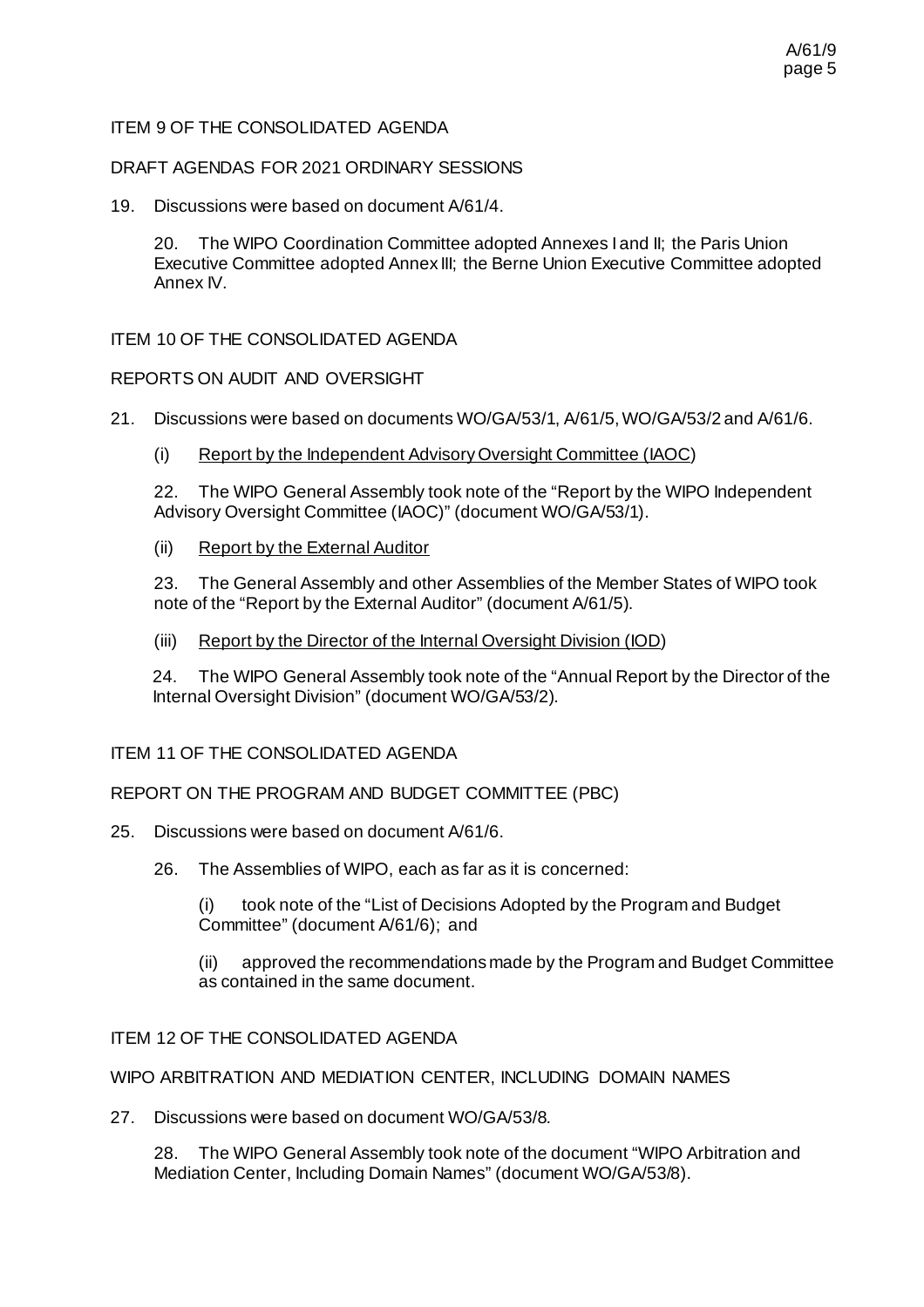ITEM 9 OF THE CONSOLIDATED AGENDA

DRAFT AGENDAS FOR 2021 ORDINARY SESSIONS

19. Discussions were based on document A/61/4.

> 20. The WIPO Coordination Committee adopted Annexes I and II; the Paris Union Executive Committee adopted Annex III; the Berne Union Executive Committee adopted Annex IV.

ITEM 10 OF THE CONSOLIDATED AGENDA

REPORTS ON AUDIT AND OVERSIGHT

21. Discussions were based on documents WO/GA/53/1, A/61/5, WO/GA/53/2 and A/61/6.

(i) Report by the Independent Advisory Oversight Committee (IAOC)

> 22. The WIPO General Assembly took note of the "Report by the WIPO Independent Advisory Oversight Committee (IAOC)" (document WO/GA/53/1).

(ii) Report by the External Auditor

> 23. The General Assembly and other Assemblies of the Member States of WIPO took note of the "Report by the External Auditor" (document A/61/5).

(iii) Report by the Director of the Internal Oversight Division (IOD)

> 24. The WIPO General Assembly took note of the "Annual Report by the Director of the Internal Oversight Division" (document WO/GA/53/2).

ITEM 11 OF THE CONSOLIDATED AGENDA

REPORT ON THE PROGRAM AND BUDGET COMMITTEE (PBC)

25. Discussions were based on document A/61/6.

> 26. The Assemblies of WIPO, each as far as it is concerned:
>
> (i) took note of the "List of Decisions Adopted by the Program and Budget Committee" (document A/61/6); and
>
> (ii) approved the recommendations made by the Program and Budget Committee as contained in the same document.

ITEM 12 OF THE CONSOLIDATED AGENDA

WIPO ARBITRATION AND MEDIATION CENTER, INCLUDING DOMAIN NAMES

27. Discussions were based on document WO/GA/53/8.

> 28. The WIPO General Assembly took note of the document "WIPO Arbitration and Mediation Center, Including Domain Names" (document WO/GA/53/8).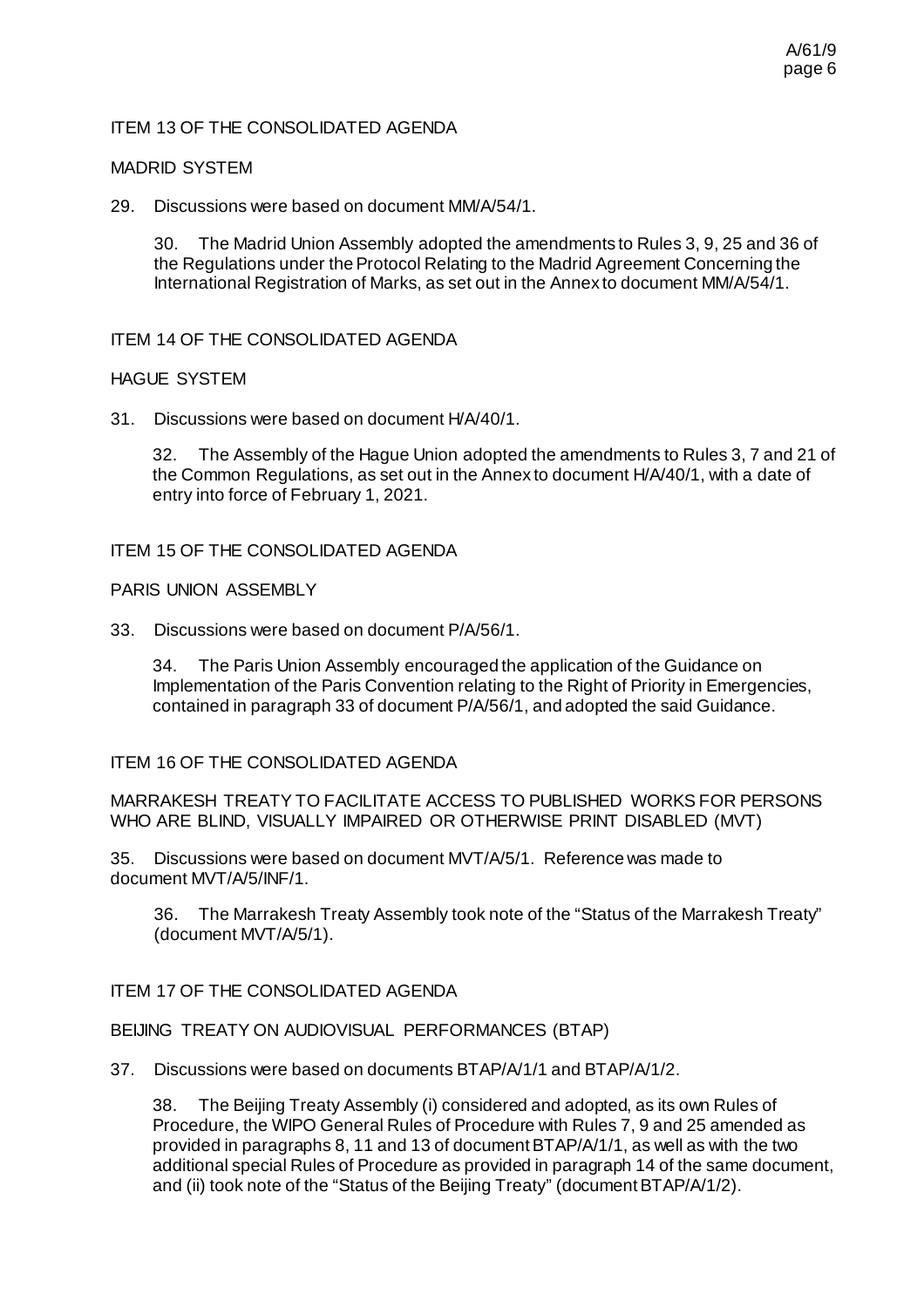ITEM 13 OF THE CONSOLIDATED AGENDA

MADRID SYSTEM

29. Discussions were based on document MM/A/54/1.

> 30. The Madrid Union Assembly adopted the amendments to Rules 3, 9, 25 and 36 of the Regulations under the Protocol Relating to the Madrid Agreement Concerning the International Registration of Marks, as set out in the Annex to document MM/A/54/1.

ITEM 14 OF THE CONSOLIDATED AGENDA

HAGUE SYSTEM

31. Discussions were based on document H/A/40/1.

> 32. The Assembly of the Hague Union adopted the amendments to Rules 3, 7 and 21 of the Common Regulations, as set out in the Annex to document H/A/40/1, with a date of entry into force of February 1, 2021.

ITEM 15 OF THE CONSOLIDATED AGENDA

PARIS UNION ASSEMBLY

33. Discussions were based on document P/A/56/1.

> 34. The Paris Union Assembly encouraged the application of the Guidance on Implementation of the Paris Convention relating to the Right of Priority in Emergencies, contained in paragraph 33 of document P/A/56/1, and adopted the said Guidance.

ITEM 16 OF THE CONSOLIDATED AGENDA

MARRAKESH TREATY TO FACILITATE ACCESS TO PUBLISHED WORKS FOR PERSONS WHO ARE BLIND, VISUALLY IMPAIRED OR OTHERWISE PRINT DISABLED (MVT)

35. Discussions were based on document MVT/A/5/1. Reference was made to document MVT/A/5/INF/1.

> 36. The Marrakesh Treaty Assembly took note of the "Status of the Marrakesh Treaty" (document MVT/A/5/1).

ITEM 17 OF THE CONSOLIDATED AGENDA

BEIJING TREATY ON AUDIOVISUAL PERFORMANCES (BTAP)

37. Discussions were based on documents BTAP/A/1/1 and BTAP/A/1/2.

> 38. The Beijing Treaty Assembly (i) considered and adopted, as its own Rules of Procedure, the WIPO General Rules of Procedure with Rules 7, 9 and 25 amended as provided in paragraphs 8, 11 and 13 of document BTAP/A/1/1, as well as with the two additional special Rules of Procedure as provided in paragraph 14 of the same document, and (ii) took note of the "Status of the Beijing Treaty" (document BTAP/A/1/2).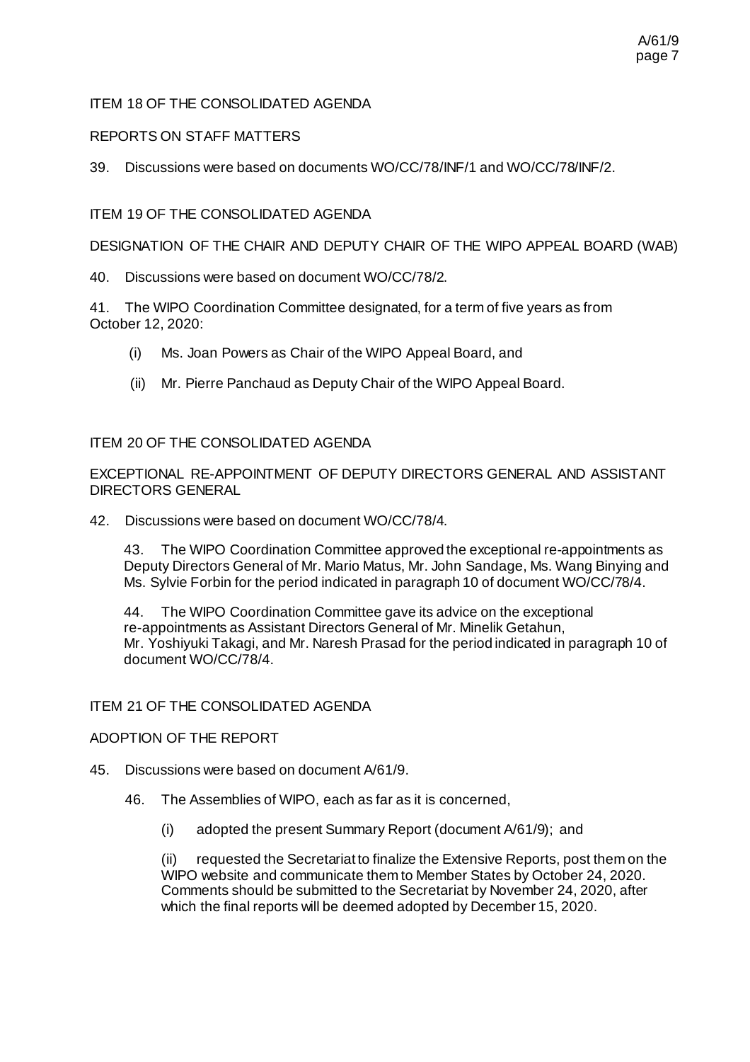ITEM 18 OF THE CONSOLIDATED AGENDA

REPORTS ON STAFF MATTERS

39. Discussions were based on documents WO/CC/78/INF/1 and WO/CC/78/INF/2.

ITEM 19 OF THE CONSOLIDATED AGENDA

DESIGNATION OF THE CHAIR AND DEPUTY CHAIR OF THE WIPO APPEAL BOARD (WAB)

40. Discussions were based on document WO/CC/78/2.

41. The WIPO Coordination Committee designated, for a term of five years as from October 12, 2020:

(i) Ms. Joan Powers as Chair of the WIPO Appeal Board, and

(ii) Mr. Pierre Panchaud as Deputy Chair of the WIPO Appeal Board.

ITEM 20 OF THE CONSOLIDATED AGENDA

EXCEPTIONAL RE-APPOINTMENT OF DEPUTY DIRECTORS GENERAL AND ASSISTANT DIRECTORS GENERAL

42. Discussions were based on document WO/CC/78/4.

> 43. The WIPO Coordination Committee approved the exceptional re-appointments as Deputy Directors General of Mr. Mario Matus, Mr. John Sandage, Ms. Wang Binying and Ms. Sylvie Forbin for the period indicated in paragraph 10 of document WO/CC/78/4.
>
> 44. The WIPO Coordination Committee gave its advice on the exceptional re-appointments as Assistant Directors General of Mr. Minelik Getahun, Mr. Yoshiyuki Takagi, and Mr. Naresh Prasad for the period indicated in paragraph 10 of document WO/CC/78/4.

ITEM 21 OF THE CONSOLIDATED AGENDA

ADOPTION OF THE REPORT

45. Discussions were based on document A/61/9.

> 46. The Assemblies of WIPO, each as far as it is concerned,
>
> (i) adopted the present Summary Report (document A/61/9); and
>
> (ii) requested the Secretariat to finalize the Extensive Reports, post them on the WIPO website and communicate them to Member States by October 24, 2020. Comments should be submitted to the Secretariat by November 24, 2020, after which the final reports will be deemed adopted by December 15, 2020.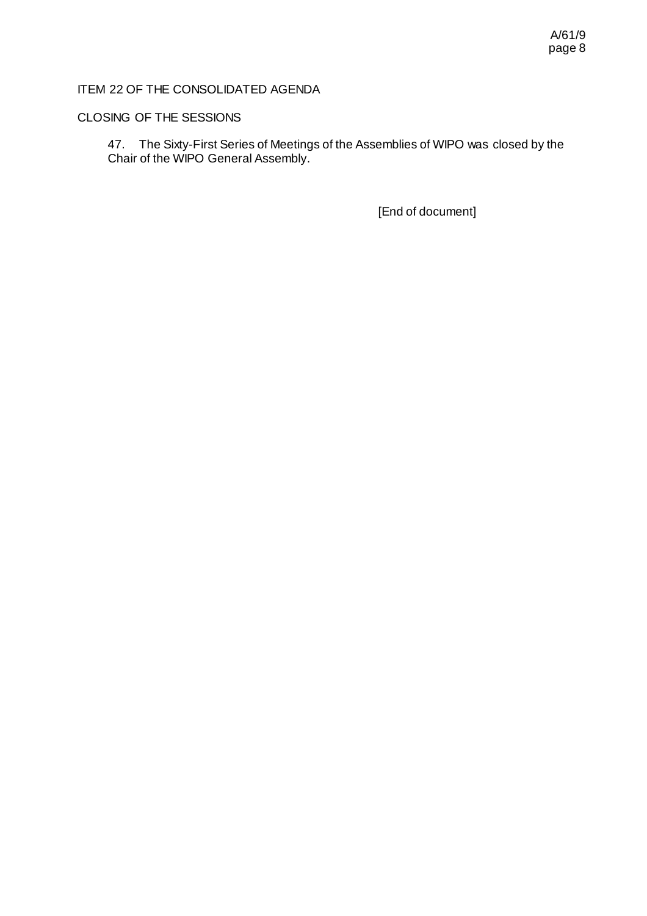ITEM 22 OF THE CONSOLIDATED AGENDA

CLOSING OF THE SESSIONS

47. The Sixty-First Series of Meetings of the Assemblies of WIPO was closed by the Chair of the WIPO General Assembly.

[End of document]